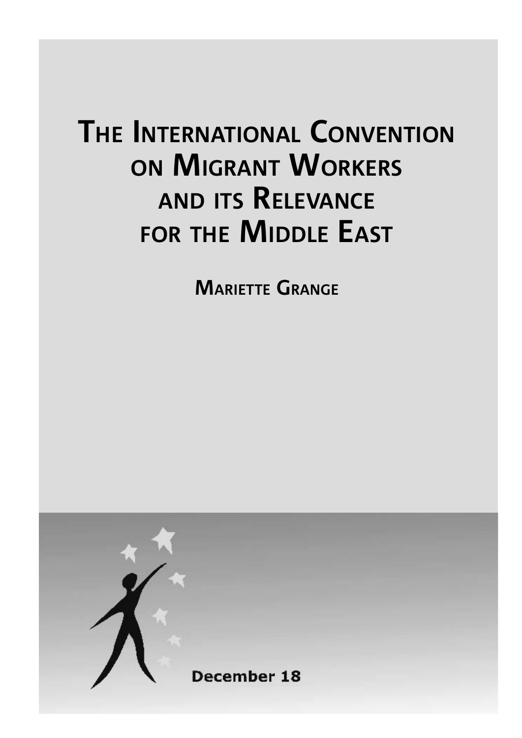# The International Convention on Migrant Workers and its Relevance for the Middle East

**Mariette Grange**

December 18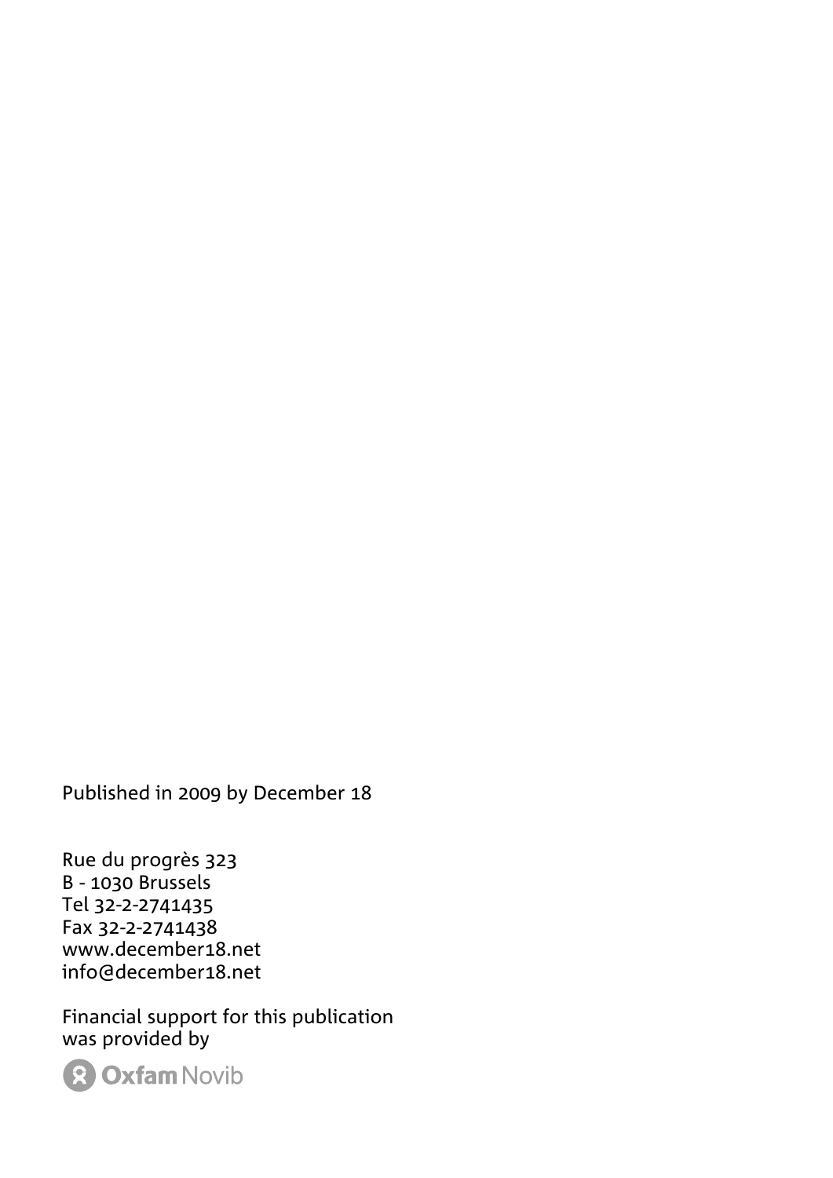Published in 2009 by December 18

Rue du progrès 323
B - 1030 Brussels
Tel 32-2-2741435
Fax 32-2-2741438
www.december18.net
info@december18.net

Financial support for this publication
was provided by

Oxfam Novib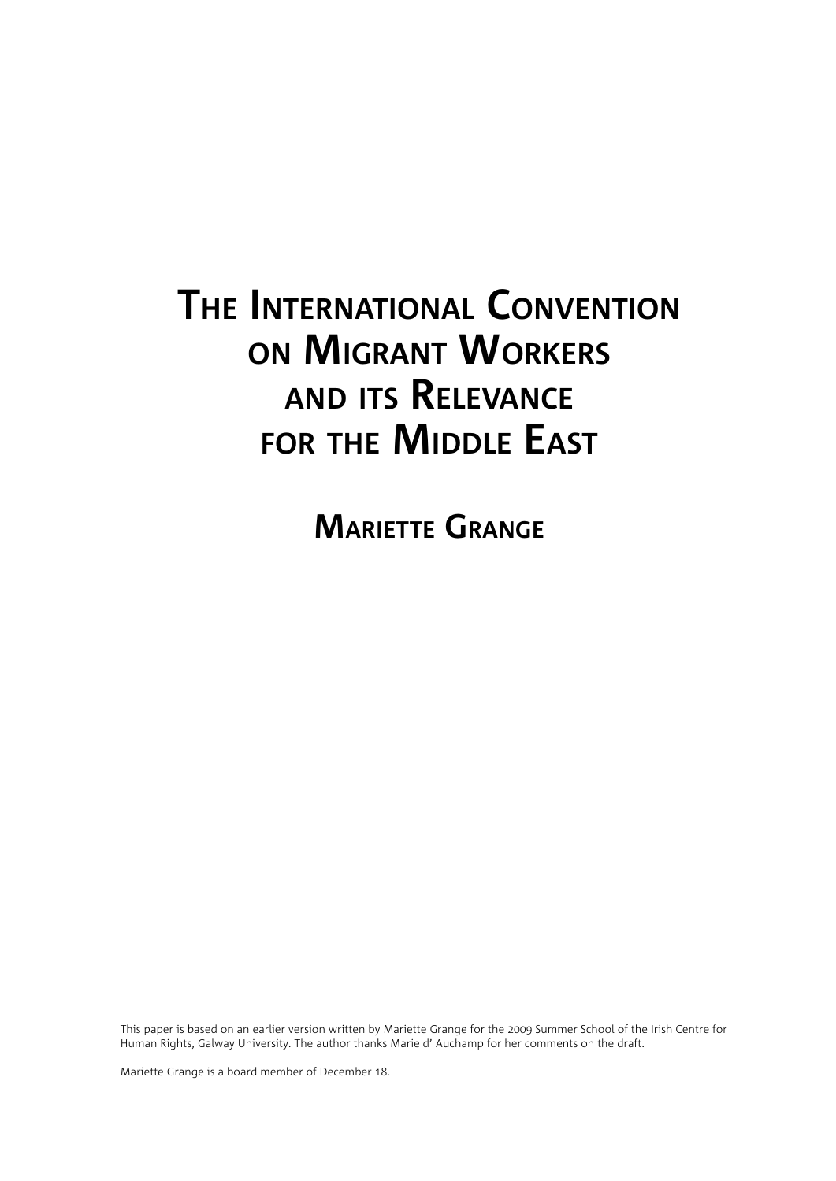# The International Convention on Migrant Workers and its Relevance for the Middle East

## Mariette Grange

This paper is based on an earlier version written by Mariette Grange for the 2009 Summer School of the Irish Centre for Human Rights, Galway University. The author thanks Marie d' Auchamp for her comments on the draft.

Mariette Grange is a board member of December 18.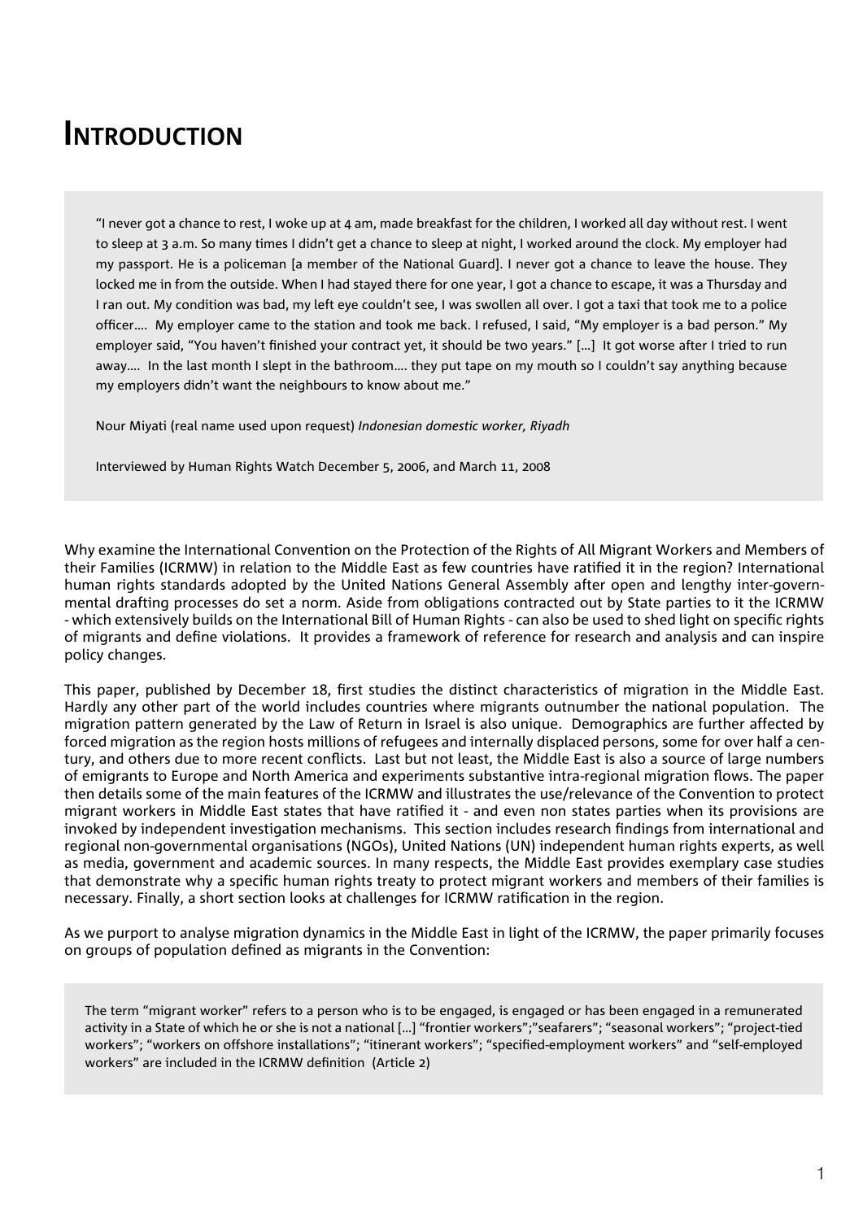# Introduction

> "I never got a chance to rest, I woke up at 4 am, made breakfast for the children, I worked all day without rest. I went to sleep at 3 a.m. So many times I didn't get a chance to sleep at night, I worked around the clock. My employer had my passport. He is a policeman [a member of the National Guard]. I never got a chance to leave the house. They locked me in from the outside. When I had stayed there for one year, I got a chance to escape, it was a Thursday and I ran out. My condition was bad, my left eye couldn't see, I was swollen all over. I got a taxi that took me to a police officer…. My employer came to the station and took me back. I refused, I said, "My employer is a bad person." My employer said, "You haven't finished your contract yet, it should be two years." […] It got worse after I tried to run away…. In the last month I slept in the bathroom…. they put tape on my mouth so I couldn't say anything because my employers didn't want the neighbours to know about me."
>
> Nour Miyati (real name used upon request) *Indonesian domestic worker, Riyadh*
>
> Interviewed by Human Rights Watch December 5, 2006, and March 11, 2008

Why examine the International Convention on the Protection of the Rights of All Migrant Workers and Members of their Families (ICRMW) in relation to the Middle East as few countries have ratified it in the region? International human rights standards adopted by the United Nations General Assembly after open and lengthy inter-governmental drafting processes do set a norm. Aside from obligations contracted out by State parties to it the ICRMW - which extensively builds on the International Bill of Human Rights - can also be used to shed light on specific rights of migrants and define violations. It provides a framework of reference for research and analysis and can inspire policy changes.

This paper, published by December 18, first studies the distinct characteristics of migration in the Middle East. Hardly any other part of the world includes countries where migrants outnumber the national population. The migration pattern generated by the Law of Return in Israel is also unique. Demographics are further affected by forced migration as the region hosts millions of refugees and internally displaced persons, some for over half a century, and others due to more recent conflicts. Last but not least, the Middle East is also a source of large numbers of emigrants to Europe and North America and experiments substantive intra-regional migration flows. The paper then details some of the main features of the ICRMW and illustrates the use/relevance of the Convention to protect migrant workers in Middle East states that have ratified it - and even non states parties when its provisions are invoked by independent investigation mechanisms. This section includes research findings from international and regional non-governmental organisations (NGOs), United Nations (UN) independent human rights experts, as well as media, government and academic sources. In many respects, the Middle East provides exemplary case studies that demonstrate why a specific human rights treaty to protect migrant workers and members of their families is necessary. Finally, a short section looks at challenges for ICRMW ratification in the region.

As we purport to analyse migration dynamics in the Middle East in light of the ICRMW, the paper primarily focuses on groups of population defined as migrants in the Convention:

> The term "migrant worker" refers to a person who is to be engaged, is engaged or has been engaged in a remunerated activity in a State of which he or she is not a national […] "frontier workers";"seafarers"; "seasonal workers"; "project-tied workers"; "workers on offshore installations"; "itinerant workers"; "specified-employment workers" and "self-employed workers" are included in the ICRMW definition (Article 2)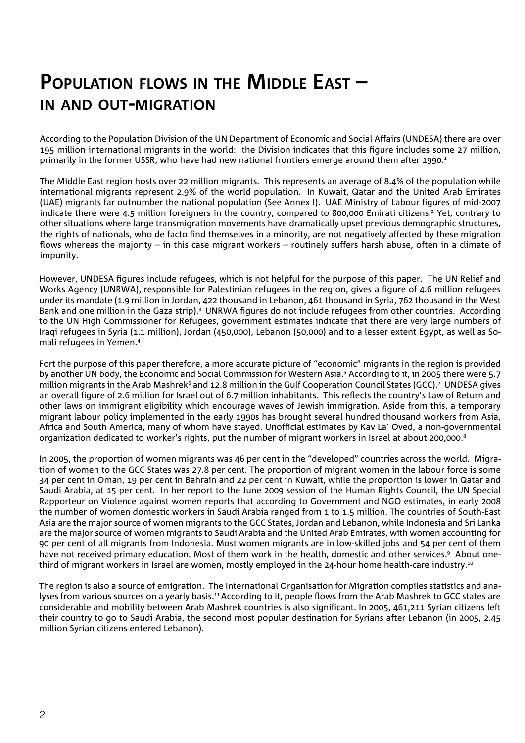# Population flows in the Middle East – in and out-migration

According to the Population Division of the UN Department of Economic and Social Affairs (UNDESA) there are over 195 million international migrants in the world: the Division indicates that this figure includes some 27 million, primarily in the former USSR, who have had new national frontiers emerge around them after 1990.[1]

The Middle East region hosts over 22 million migrants. This represents an average of 8.4% of the population while international migrants represent 2.9% of the world population. In Kuwait, Qatar and the United Arab Emirates (UAE) migrants far outnumber the national population (See Annex I). UAE Ministry of Labour figures of mid-2007 indicate there were 4.5 million foreigners in the country, compared to 800,000 Emirati citizens.[2] Yet, contrary to other situations where large transmigration movements have dramatically upset previous demographic structures, the rights of nationals, who de facto find themselves in a minority, are not negatively affected by these migration flows whereas the majority – in this case migrant workers – routinely suffers harsh abuse, often in a climate of impunity.

However, UNDESA figures include refugees, which is not helpful for the purpose of this paper. The UN Relief and Works Agency (UNRWA), responsible for Palestinian refugees in the region, gives a figure of 4.6 million refugees under its mandate (1.9 million in Jordan, 422 thousand in Lebanon, 461 thousand in Syria, 762 thousand in the West Bank and one million in the Gaza strip).[3] UNRWA figures do not include refugees from other countries. According to the UN High Commissioner for Refugees, government estimates indicate that there are very large numbers of Iraqi refugees in Syria (1.1 million), Jordan (450,000), Lebanon (50,000) and to a lesser extent Egypt, as well as Somali refugees in Yemen.[4]

Fort the purpose of this paper therefore, a more accurate picture of "economic" migrants in the region is provided by another UN body, the Economic and Social Commission for Western Asia.[5] According to it, in 2005 there were 5.7 million migrants in the Arab Mashrek[6] and 12.8 million in the Gulf Cooperation Council States (GCC).[7] UNDESA gives an overall figure of 2.6 million for Israel out of 6.7 million inhabitants. This reflects the country's Law of Return and other laws on immigrant eligibility which encourage waves of Jewish immigration. Aside from this, a temporary migrant labour policy implemented in the early 1990s has brought several hundred thousand workers from Asia, Africa and South America, many of whom have stayed. Unofficial estimates by Kav La' Oved, a non-governmental organization dedicated to worker's rights, put the number of migrant workers in Israel at about 200,000.[8]

In 2005, the proportion of women migrants was 46 per cent in the "developed" countries across the world. Migration of women to the GCC States was 27.8 per cent. The proportion of migrant women in the labour force is some 34 per cent in Oman, 19 per cent in Bahrain and 22 per cent in Kuwait, while the proportion is lower in Qatar and Saudi Arabia, at 15 per cent. In her report to the June 2009 session of the Human Rights Council, the UN Special Rapporteur on Violence against women reports that according to Government and NGO estimates, in early 2008 the number of women domestic workers in Saudi Arabia ranged from 1 to 1.5 million. The countries of South-East Asia are the major source of women migrants to the GCC States, Jordan and Lebanon, while Indonesia and Sri Lanka are the major source of women migrants to Saudi Arabia and the United Arab Emirates, with women accounting for 90 per cent of all migrants from Indonesia. Most women migrants are in low-skilled jobs and 54 per cent of them have not received primary education. Most of them work in the health, domestic and other services.[9] About one-third of migrant workers in Israel are women, mostly employed in the 24-hour home health-care industry.[10]

The region is also a source of emigration. The International Organisation for Migration compiles statistics and analyses from various sources on a yearly basis.[11] According to it, people flows from the Arab Mashrek to GCC states are considerable and mobility between Arab Mashrek countries is also significant. In 2005, 461,211 Syrian citizens left their country to go to Saudi Arabia, the second most popular destination for Syrians after Lebanon (in 2005, 2.45 million Syrian citizens entered Lebanon).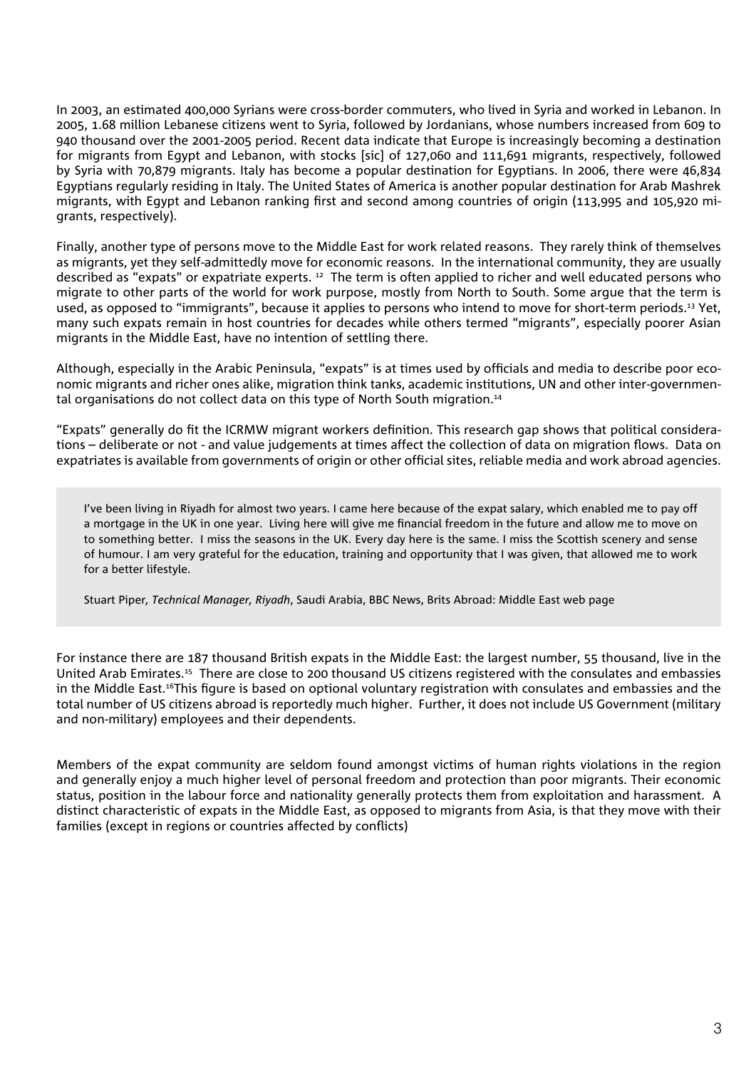In 2003, an estimated 400,000 Syrians were cross-border commuters, who lived in Syria and worked in Lebanon. In 2005, 1.68 million Lebanese citizens went to Syria, followed by Jordanians, whose numbers increased from 609 to 940 thousand over the 2001-2005 period. Recent data indicate that Europe is increasingly becoming a destination for migrants from Egypt and Lebanon, with stocks [sic] of 127,060 and 111,691 migrants, respectively, followed by Syria with 70,879 migrants. Italy has become a popular destination for Egyptians. In 2006, there were 46,834 Egyptians regularly residing in Italy. The United States of America is another popular destination for Arab Mashrek migrants, with Egypt and Lebanon ranking first and second among countries of origin (113,995 and 105,920 migrants, respectively).

Finally, another type of persons move to the Middle East for work related reasons. They rarely think of themselves as migrants, yet they self-admittedly move for economic reasons. In the international community, they are usually described as "expats" or expatriate experts. [12] The term is often applied to richer and well educated persons who migrate to other parts of the world for work purpose, mostly from North to South. Some argue that the term is used, as opposed to "immigrants", because it applies to persons who intend to move for short-term periods.[13] Yet, many such expats remain in host countries for decades while others termed "migrants", especially poorer Asian migrants in the Middle East, have no intention of settling there.

Although, especially in the Arabic Peninsula, "expats" is at times used by officials and media to describe poor economic migrants and richer ones alike, migration think tanks, academic institutions, UN and other inter-governmental organisations do not collect data on this type of North South migration.[14]

"Expats" generally do fit the ICRMW migrant workers definition. This research gap shows that political considerations – deliberate or not - and value judgements at times affect the collection of data on migration flows. Data on expatriates is available from governments of origin or other official sites, reliable media and work abroad agencies.

> I've been living in Riyadh for almost two years. I came here because of the expat salary, which enabled me to pay off a mortgage in the UK in one year. Living here will give me financial freedom in the future and allow me to move on to something better. I miss the seasons in the UK. Every day here is the same. I miss the Scottish scenery and sense of humour. I am very grateful for the education, training and opportunity that I was given, that allowed me to work for a better lifestyle.
>
> Stuart Piper, *Technical Manager, Riyadh*, Saudi Arabia, BBC News, Brits Abroad: Middle East web page

For instance there are 187 thousand British expats in the Middle East: the largest number, 55 thousand, live in the United Arab Emirates.[15] There are close to 200 thousand US citizens registered with the consulates and embassies in the Middle East.[16] This figure is based on optional voluntary registration with consulates and embassies and the total number of US citizens abroad is reportedly much higher. Further, it does not include US Government (military and non-military) employees and their dependents.

Members of the expat community are seldom found amongst victims of human rights violations in the region and generally enjoy a much higher level of personal freedom and protection than poor migrants. Their economic status, position in the labour force and nationality generally protects them from exploitation and harassment. A distinct characteristic of expats in the Middle East, as opposed to migrants from Asia, is that they move with their families (except in regions or countries affected by conflicts)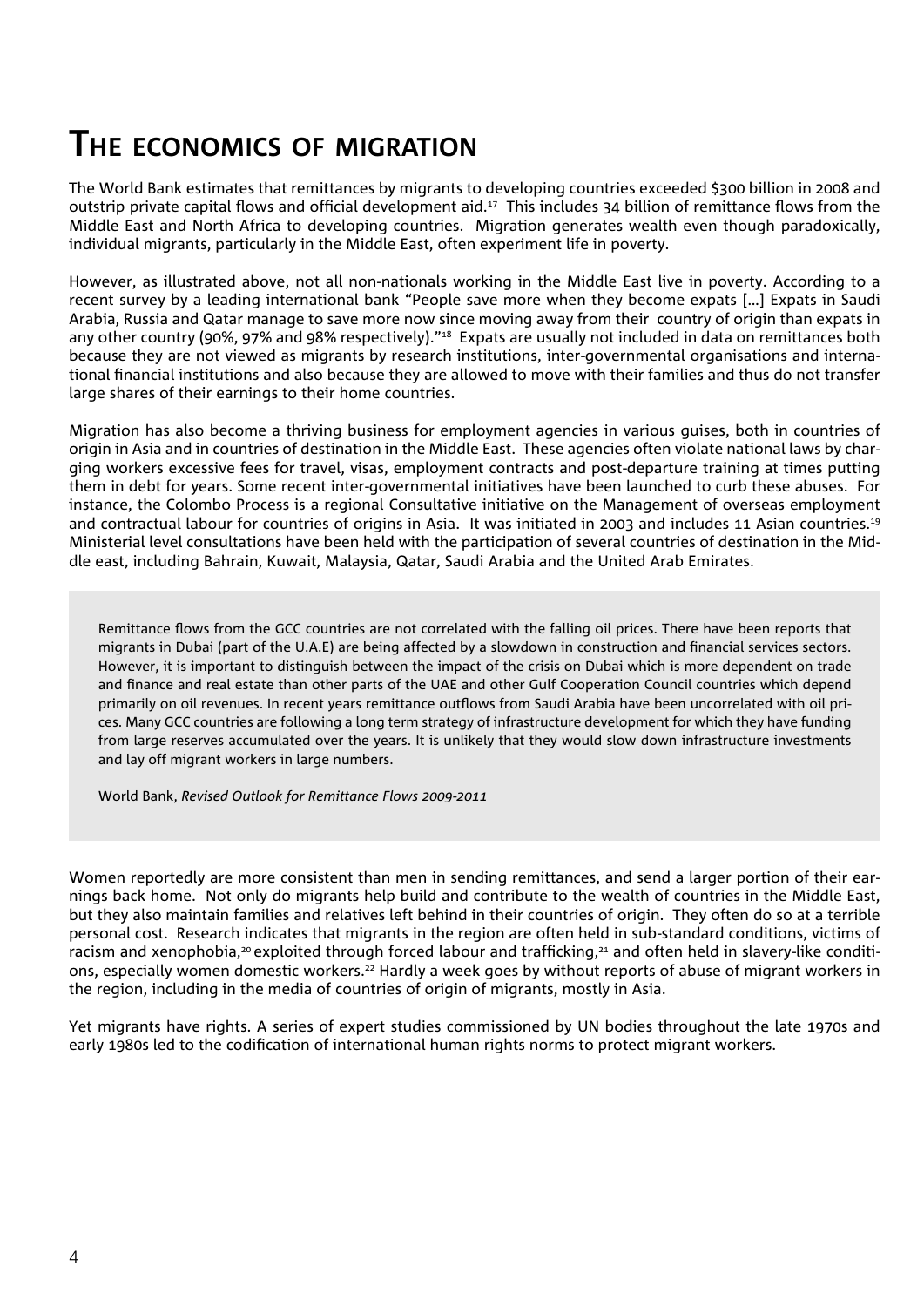# The economics of migration

The World Bank estimates that remittances by migrants to developing countries exceeded $300 billion in 2008 and outstrip private capital flows and official development aid.[17] This includes 34 billion of remittance flows from the Middle East and North Africa to developing countries. Migration generates wealth even though paradoxically, individual migrants, particularly in the Middle East, often experiment life in poverty.

However, as illustrated above, not all non-nationals working in the Middle East live in poverty. According to a recent survey by a leading international bank "People save more when they become expats [...] Expats in Saudi Arabia, Russia and Qatar manage to save more now since moving away from their country of origin than expats in any other country (90%, 97% and 98% respectively)."[18] Expats are usually not included in data on remittances both because they are not viewed as migrants by research institutions, inter-governmental organisations and international financial institutions and also because they are allowed to move with their families and thus do not transfer large shares of their earnings to their home countries.

Migration has also become a thriving business for employment agencies in various guises, both in countries of origin in Asia and in countries of destination in the Middle East. These agencies often violate national laws by charging workers excessive fees for travel, visas, employment contracts and post-departure training at times putting them in debt for years. Some recent inter-governmental initiatives have been launched to curb these abuses. For instance, the Colombo Process is a regional Consultative initiative on the Management of overseas employment and contractual labour for countries of origins in Asia. It was initiated in 2003 and includes 11 Asian countries.[19] Ministerial level consultations have been held with the participation of several countries of destination in the Middle east, including Bahrain, Kuwait, Malaysia, Qatar, Saudi Arabia and the United Arab Emirates.

> Remittance flows from the GCC countries are not correlated with the falling oil prices. There have been reports that migrants in Dubai (part of the U.A.E) are being affected by a slowdown in construction and financial services sectors. However, it is important to distinguish between the impact of the crisis on Dubai which is more dependent on trade and finance and real estate than other parts of the UAE and other Gulf Cooperation Council countries which depend primarily on oil revenues. In recent years remittance outflows from Saudi Arabia have been uncorrelated with oil prices. Many GCC countries are following a long term strategy of infrastructure development for which they have funding from large reserves accumulated over the years. It is unlikely that they would slow down infrastructure investments and lay off migrant workers in large numbers.
>
> World Bank, *Revised Outlook for Remittance Flows 2009-2011*

Women reportedly are more consistent than men in sending remittances, and send a larger portion of their earnings back home. Not only do migrants help build and contribute to the wealth of countries in the Middle East, but they also maintain families and relatives left behind in their countries of origin. They often do so at a terrible personal cost. Research indicates that migrants in the region are often held in sub-standard conditions, victims of racism and xenophobia,[20] exploited through forced labour and trafficking,[21] and often held in slavery-like conditions, especially women domestic workers.[22] Hardly a week goes by without reports of abuse of migrant workers in the region, including in the media of countries of origin of migrants, mostly in Asia.

Yet migrants have rights. A series of expert studies commissioned by UN bodies throughout the late 1970s and early 1980s led to the codification of international human rights norms to protect migrant workers.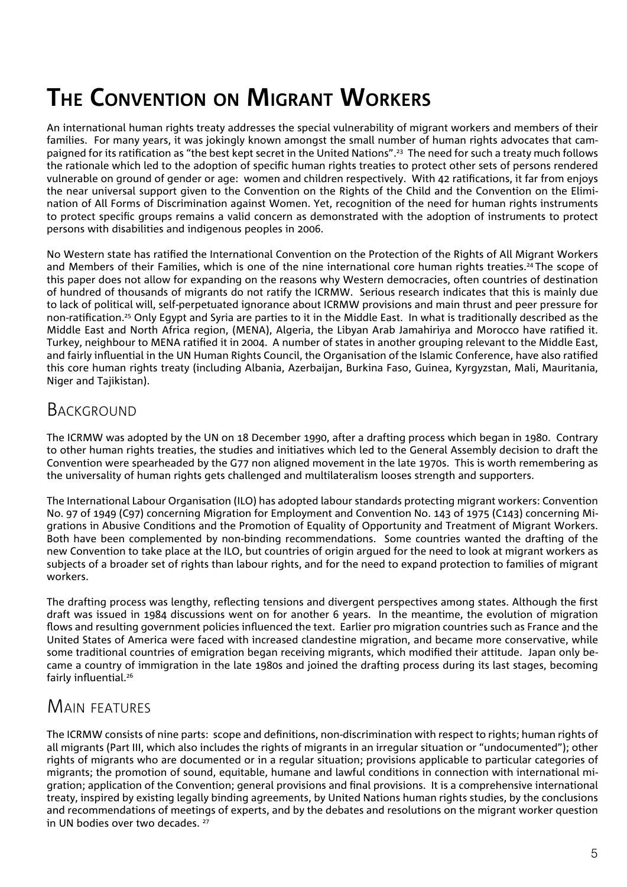# The Convention on Migrant Workers

An international human rights treaty addresses the special vulnerability of migrant workers and members of their families. For many years, it was jokingly known amongst the small number of human rights advocates that campaigned for its ratification as "the best kept secret in the United Nations".[23] The need for such a treaty much follows the rationale which led to the adoption of specific human rights treaties to protect other sets of persons rendered vulnerable on ground of gender or age: women and children respectively. With 42 ratifications, it far from enjoys the near universal support given to the Convention on the Rights of the Child and the Convention on the Elimination of All Forms of Discrimination against Women. Yet, recognition of the need for human rights instruments to protect specific groups remains a valid concern as demonstrated with the adoption of instruments to protect persons with disabilities and indigenous peoples in 2006.

No Western state has ratified the International Convention on the Protection of the Rights of All Migrant Workers and Members of their Families, which is one of the nine international core human rights treaties.[24] The scope of this paper does not allow for expanding on the reasons why Western democracies, often countries of destination of hundred of thousands of migrants do not ratify the ICRMW. Serious research indicates that this is mainly due to lack of political will, self-perpetuated ignorance about ICRMW provisions and main thrust and peer pressure for non-ratification.[25] Only Egypt and Syria are parties to it in the Middle East. In what is traditionally described as the Middle East and North Africa region, (MENA), Algeria, the Libyan Arab Jamahiriya and Morocco have ratified it. Turkey, neighbour to MENA ratified it in 2004. A number of states in another grouping relevant to the Middle East, and fairly influential in the UN Human Rights Council, the Organisation of the Islamic Conference, have also ratified this core human rights treaty (including Albania, Azerbaijan, Burkina Faso, Guinea, Kyrgyzstan, Mali, Mauritania, Niger and Tajikistan).

## Background

The ICRMW was adopted by the UN on 18 December 1990, after a drafting process which began in 1980. Contrary to other human rights treaties, the studies and initiatives which led to the General Assembly decision to draft the Convention were spearheaded by the G77 non aligned movement in the late 1970s. This is worth remembering as the universality of human rights gets challenged and multilateralism looses strength and supporters.

The International Labour Organisation (ILO) has adopted labour standards protecting migrant workers: Convention No. 97 of 1949 (C97) concerning Migration for Employment and Convention No. 143 of 1975 (C143) concerning Migrations in Abusive Conditions and the Promotion of Equality of Opportunity and Treatment of Migrant Workers. Both have been complemented by non-binding recommendations. Some countries wanted the drafting of the new Convention to take place at the ILO, but countries of origin argued for the need to look at migrant workers as subjects of a broader set of rights than labour rights, and for the need to expand protection to families of migrant workers.

The drafting process was lengthy, reflecting tensions and divergent perspectives among states. Although the first draft was issued in 1984 discussions went on for another 6 years. In the meantime, the evolution of migration flows and resulting government policies influenced the text. Earlier pro migration countries such as France and the United States of America were faced with increased clandestine migration, and became more conservative, while some traditional countries of emigration began receiving migrants, which modified their attitude. Japan only became a country of immigration in the late 1980s and joined the drafting process during its last stages, becoming fairly influential.[26]

## Main features

The ICRMW consists of nine parts: scope and definitions, non-discrimination with respect to rights; human rights of all migrants (Part III, which also includes the rights of migrants in an irregular situation or "undocumented"); other rights of migrants who are documented or in a regular situation; provisions applicable to particular categories of migrants; the promotion of sound, equitable, humane and lawful conditions in connection with international migration; application of the Convention; general provisions and final provisions. It is a comprehensive international treaty, inspired by existing legally binding agreements, by United Nations human rights studies, by the conclusions and recommendations of meetings of experts, and by the debates and resolutions on the migrant worker question in UN bodies over two decades.[27]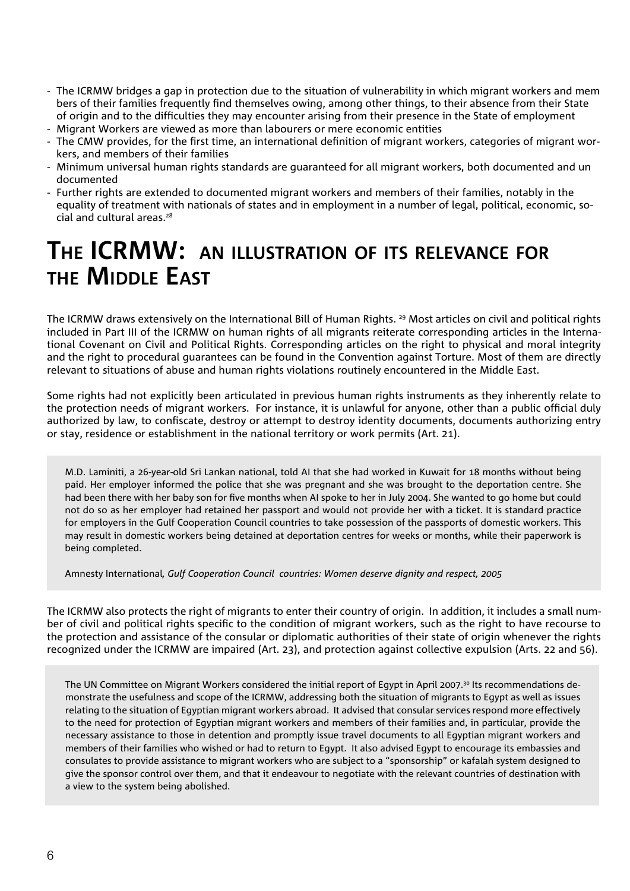- The ICRMW bridges a gap in protection due to the situation of vulnerability in which migrant workers and mem bers of their families frequently find themselves owing, among other things, to their absence from their State of origin and to the difficulties they may encounter arising from their presence in the State of employment
- Migrant Workers are viewed as more than labourers or mere economic entities
- The CMW provides, for the first time, an international definition of migrant workers, categories of migrant workers, and members of their families
- Minimum universal human rights standards are guaranteed for all migrant workers, both documented and un documented
- Further rights are extended to documented migrant workers and members of their families, notably in the equality of treatment with nationals of states and in employment in a number of legal, political, economic, social and cultural areas.[28]

# The ICRMW: an illustration of its relevance for the Middle East

The ICRMW draws extensively on the International Bill of Human Rights. [29] Most articles on civil and political rights included in Part III of the ICRMW on human rights of all migrants reiterate corresponding articles in the International Covenant on Civil and Political Rights. Corresponding articles on the right to physical and moral integrity and the right to procedural guarantees can be found in the Convention against Torture. Most of them are directly relevant to situations of abuse and human rights violations routinely encountered in the Middle East.

Some rights had not explicitly been articulated in previous human rights instruments as they inherently relate to the protection needs of migrant workers. For instance, it is unlawful for anyone, other than a public official duly authorized by law, to confiscate, destroy or attempt to destroy identity documents, documents authorizing entry or stay, residence or establishment in the national territory or work permits (Art. 21).

> M.D. Laminiti, a 26-year-old Sri Lankan national, told AI that she had worked in Kuwait for 18 months without being paid. Her employer informed the police that she was pregnant and she was brought to the deportation centre. She had been there with her baby son for five months when AI spoke to her in July 2004. She wanted to go home but could not do so as her employer had retained her passport and would not provide her with a ticket. It is standard practice for employers in the Gulf Cooperation Council countries to take possession of the passports of domestic workers. This may result in domestic workers being detained at deportation centres for weeks or months, while their paperwork is being completed.
>
> Amnesty International*, Gulf Cooperation Council countries: Women deserve dignity and respect, 2005*

The ICRMW also protects the right of migrants to enter their country of origin. In addition, it includes a small number of civil and political rights specific to the condition of migrant workers, such as the right to have recourse to the protection and assistance of the consular or diplomatic authorities of their state of origin whenever the rights recognized under the ICRMW are impaired (Art. 23), and protection against collective expulsion (Arts. 22 and 56).

> The UN Committee on Migrant Workers considered the initial report of Egypt in April 2007.[30] Its recommendations demonstrate the usefulness and scope of the ICRMW, addressing both the situation of migrants to Egypt as well as issues relating to the situation of Egyptian migrant workers abroad. It advised that consular services respond more effectively to the need for protection of Egyptian migrant workers and members of their families and, in particular, provide the necessary assistance to those in detention and promptly issue travel documents to all Egyptian migrant workers and members of their families who wished or had to return to Egypt. It also advised Egypt to encourage its embassies and consulates to provide assistance to migrant workers who are subject to a "sponsorship" or kafalah system designed to give the sponsor control over them, and that it endeavour to negotiate with the relevant countries of destination with a view to the system being abolished.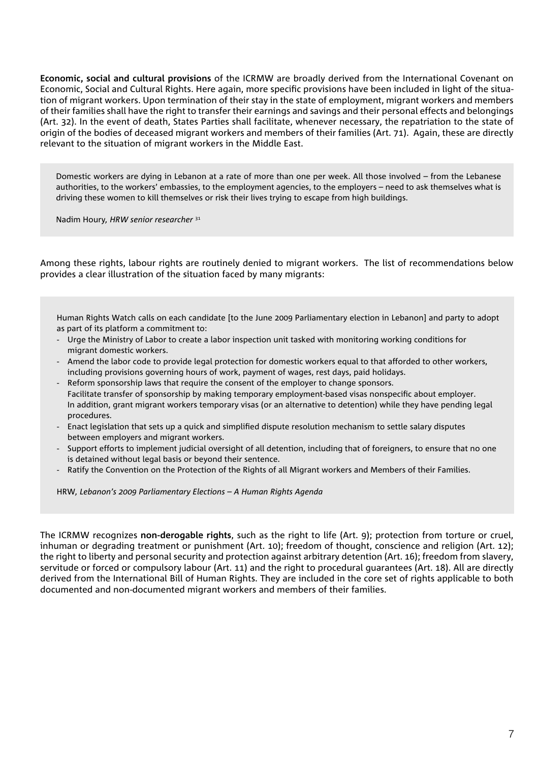**Economic, social and cultural provisions** of the ICRMW are broadly derived from the International Covenant on Economic, Social and Cultural Rights. Here again, more specific provisions have been included in light of the situation of migrant workers. Upon termination of their stay in the state of employment, migrant workers and members of their families shall have the right to transfer their earnings and savings and their personal effects and belongings (Art. 32). In the event of death, States Parties shall facilitate, whenever necessary, the repatriation to the state of origin of the bodies of deceased migrant workers and members of their families (Art. 71). Again, these are directly relevant to the situation of migrant workers in the Middle East.

> Domestic workers are dying in Lebanon at a rate of more than one per week. All those involved – from the Lebanese authorities, to the workers' embassies, to the employment agencies, to the employers – need to ask themselves what is driving these women to kill themselves or risk their lives trying to escape from high buildings.
>
> Nadim Houry, *HRW senior researcher* [31]

Among these rights, labour rights are routinely denied to migrant workers. The list of recommendations below provides a clear illustration of the situation faced by many migrants:

> Human Rights Watch calls on each candidate [to the June 2009 Parliamentary election in Lebanon] and party to adopt as part of its platform a commitment to:
>
> - Urge the Ministry of Labor to create a labor inspection unit tasked with monitoring working conditions for migrant domestic workers.
> - Amend the labor code to provide legal protection for domestic workers equal to that afforded to other workers, including provisions governing hours of work, payment of wages, rest days, paid holidays.
> - Reform sponsorship laws that require the consent of the employer to change sponsors. Facilitate transfer of sponsorship by making temporary employment-based visas nonspecific about employer. In addition, grant migrant workers temporary visas (or an alternative to detention) while they have pending legal procedures.
> - Enact legislation that sets up a quick and simplified dispute resolution mechanism to settle salary disputes between employers and migrant workers.
> - Support efforts to implement judicial oversight of all detention, including that of foreigners, to ensure that no one is detained without legal basis or beyond their sentence.
> - Ratify the Convention on the Protection of the Rights of all Migrant workers and Members of their Families.
>
> HRW, *Lebanon's 2009 Parliamentary Elections – A Human Rights Agenda*

The ICRMW recognizes **non-derogable rights**, such as the right to life (Art. 9); protection from torture or cruel, inhuman or degrading treatment or punishment (Art. 10); freedom of thought, conscience and religion (Art. 12); the right to liberty and personal security and protection against arbitrary detention (Art. 16); freedom from slavery, servitude or forced or compulsory labour (Art. 11) and the right to procedural guarantees (Art. 18). All are directly derived from the International Bill of Human Rights. They are included in the core set of rights applicable to both documented and non-documented migrant workers and members of their families.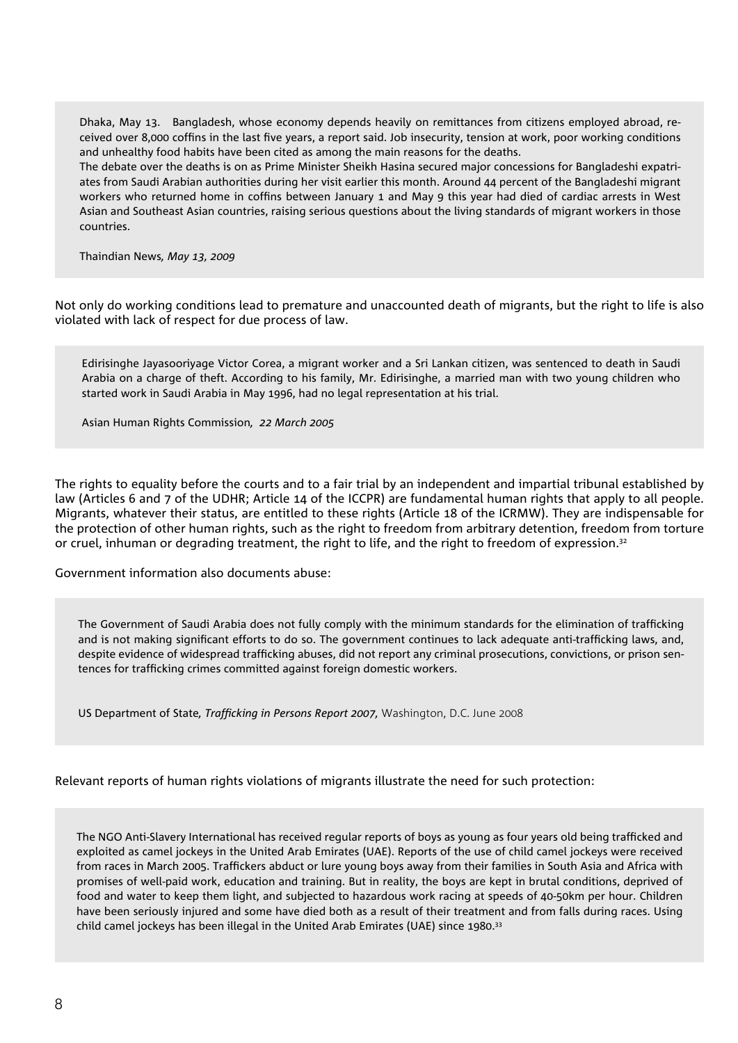> Dhaka, May 13. Bangladesh, whose economy depends heavily on remittances from citizens employed abroad, received over 8,000 coffins in the last five years, a report said. Job insecurity, tension at work, poor working conditions and unhealthy food habits have been cited as among the main reasons for the deaths.
>
> The debate over the deaths is on as Prime Minister Sheikh Hasina secured major concessions for Bangladeshi expatriates from Saudi Arabian authorities during her visit earlier this month. Around 44 percent of the Bangladeshi migrant workers who returned home in coffins between January 1 and May 9 this year had died of cardiac arrests in West Asian and Southeast Asian countries, raising serious questions about the living standards of migrant workers in those countries.
>
> Thaindian News*, May 13, 2009*

Not only do working conditions lead to premature and unaccounted death of migrants, but the right to life is also violated with lack of respect for due process of law.

> Edirisinghe Jayasooriyage Victor Corea, a migrant worker and a Sri Lankan citizen, was sentenced to death in Saudi Arabia on a charge of theft. According to his family, Mr. Edirisinghe, a married man with two young children who started work in Saudi Arabia in May 1996, had no legal representation at his trial.
>
> Asian Human Rights Commission*, 22 March 2005*

The rights to equality before the courts and to a fair trial by an independent and impartial tribunal established by law (Articles 6 and 7 of the UDHR; Article 14 of the ICCPR) are fundamental human rights that apply to all people. Migrants, whatever their status, are entitled to these rights (Article 18 of the ICRMW). They are indispensable for the protection of other human rights, such as the right to freedom from arbitrary detention, freedom from torture or cruel, inhuman or degrading treatment, the right to life, and the right to freedom of expression.[32]

Government information also documents abuse:

> The Government of Saudi Arabia does not fully comply with the minimum standards for the elimination of trafficking and is not making significant efforts to do so. The government continues to lack adequate anti-trafficking laws, and, despite evidence of widespread trafficking abuses, did not report any criminal prosecutions, convictions, or prison sentences for trafficking crimes committed against foreign domestic workers.
>
> US Department of State*, Trafficking in Persons Report 2007,* Washington, D.C. June 2008

Relevant reports of human rights violations of migrants illustrate the need for such protection:

> The NGO Anti-Slavery International has received regular reports of boys as young as four years old being trafficked and exploited as camel jockeys in the United Arab Emirates (UAE). Reports of the use of child camel jockeys were received from races in March 2005. Traffickers abduct or lure young boys away from their families in South Asia and Africa with promises of well-paid work, education and training. But in reality, the boys are kept in brutal conditions, deprived of food and water to keep them light, and subjected to hazardous work racing at speeds of 40-50km per hour. Children have been seriously injured and some have died both as a result of their treatment and from falls during races. Using child camel jockeys has been illegal in the United Arab Emirates (UAE) since 1980.[33]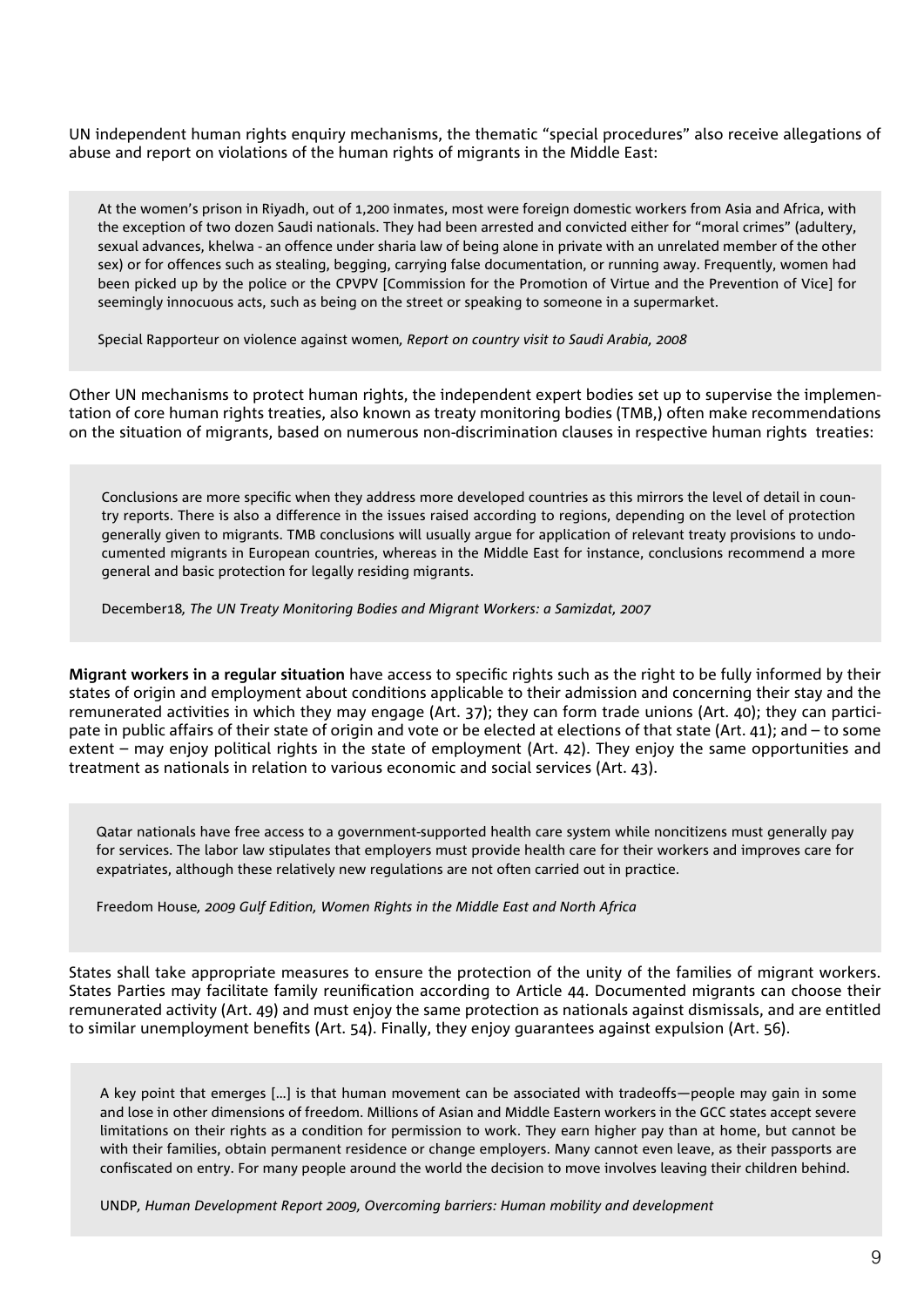UN independent human rights enquiry mechanisms, the thematic "special procedures" also receive allegations of abuse and report on violations of the human rights of migrants in the Middle East:

> At the women's prison in Riyadh, out of 1,200 inmates, most were foreign domestic workers from Asia and Africa, with the exception of two dozen Saudi nationals. They had been arrested and convicted either for "moral crimes" (adultery, sexual advances, khelwa - an offence under sharia law of being alone in private with an unrelated member of the other sex) or for offences such as stealing, begging, carrying false documentation, or running away. Frequently, women had been picked up by the police or the CPVPV [Commission for the Promotion of Virtue and the Prevention of Vice] for seemingly innocuous acts, such as being on the street or speaking to someone in a supermarket.
>
> Special Rapporteur on violence against women*, Report on country visit to Saudi Arabia, 2008*

Other UN mechanisms to protect human rights, the independent expert bodies set up to supervise the implementation of core human rights treaties, also known as treaty monitoring bodies (TMB,) often make recommendations on the situation of migrants, based on numerous non-discrimination clauses in respective human rights treaties:

> Conclusions are more specific when they address more developed countries as this mirrors the level of detail in country reports. There is also a difference in the issues raised according to regions, depending on the level of protection generally given to migrants. TMB conclusions will usually argue for application of relevant treaty provisions to undocumented migrants in European countries, whereas in the Middle East for instance, conclusions recommend a more general and basic protection for legally residing migrants.
>
> December18*, The UN Treaty Monitoring Bodies and Migrant Workers: a Samizdat, 2007*

**Migrant workers in a regular situation** have access to specific rights such as the right to be fully informed by their states of origin and employment about conditions applicable to their admission and concerning their stay and the remunerated activities in which they may engage (Art. 37); they can form trade unions (Art. 40); they can participate in public affairs of their state of origin and vote or be elected at elections of that state (Art. 41); and – to some extent – may enjoy political rights in the state of employment (Art. 42). They enjoy the same opportunities and treatment as nationals in relation to various economic and social services (Art. 43).

> Qatar nationals have free access to a government-supported health care system while noncitizens must generally pay for services. The labor law stipulates that employers must provide health care for their workers and improves care for expatriates, although these relatively new regulations are not often carried out in practice.
>
> Freedom House*, 2009 Gulf Edition, Women Rights in the Middle East and North Africa*

States shall take appropriate measures to ensure the protection of the unity of the families of migrant workers. States Parties may facilitate family reunification according to Article 44. Documented migrants can choose their remunerated activity (Art. 49) and must enjoy the same protection as nationals against dismissals, and are entitled to similar unemployment benefits (Art. 54). Finally, they enjoy guarantees against expulsion (Art. 56).

> A key point that emerges [...] is that human movement can be associated with tradeoffs—people may gain in some and lose in other dimensions of freedom. Millions of Asian and Middle Eastern workers in the GCC states accept severe limitations on their rights as a condition for permission to work. They earn higher pay than at home, but cannot be with their families, obtain permanent residence or change employers. Many cannot even leave, as their passports are confiscated on entry. For many people around the world the decision to move involves leaving their children behind.
>
> UNDP*, Human Development Report 2009, Overcoming barriers: Human mobility and development*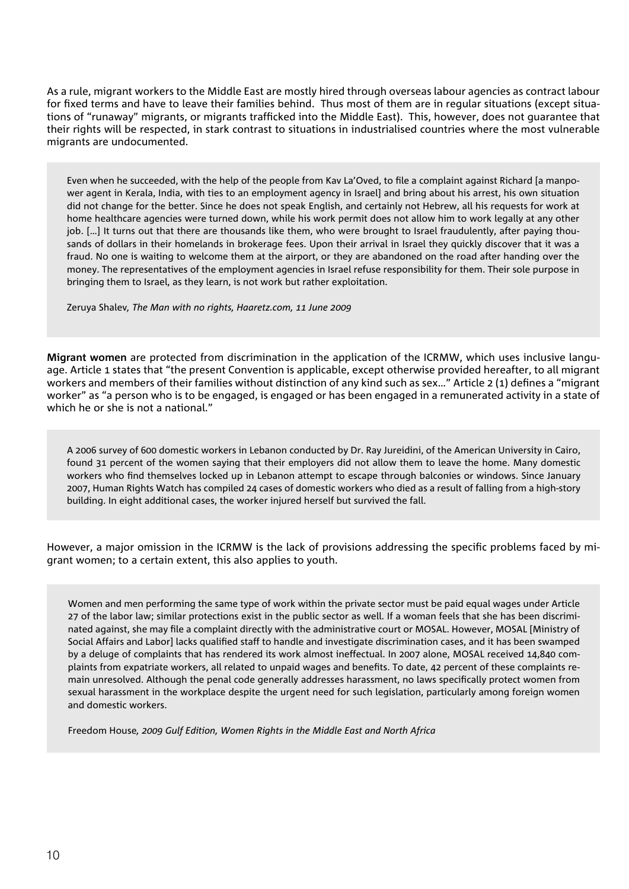As a rule, migrant workers to the Middle East are mostly hired through overseas labour agencies as contract labour for fixed terms and have to leave their families behind. Thus most of them are in regular situations (except situations of "runaway" migrants, or migrants trafficked into the Middle East). This, however, does not guarantee that their rights will be respected, in stark contrast to situations in industrialised countries where the most vulnerable migrants are undocumented.

> Even when he succeeded, with the help of the people from Kav La'Oved, to file a complaint against Richard [a manpower agent in Kerala, India, with ties to an employment agency in Israel] and bring about his arrest, his own situation did not change for the better. Since he does not speak English, and certainly not Hebrew, all his requests for work at home healthcare agencies were turned down, while his work permit does not allow him to work legally at any other job. [...] It turns out that there are thousands like them, who were brought to Israel fraudulently, after paying thousands of dollars in their homelands in brokerage fees. Upon their arrival in Israel they quickly discover that it was a fraud. No one is waiting to welcome them at the airport, or they are abandoned on the road after handing over the money. The representatives of the employment agencies in Israel refuse responsibility for them. Their sole purpose in bringing them to Israel, as they learn, is not work but rather exploitation.
>
> Zeruya Shalev, *The Man with no rights, Haaretz.com, 11 June 2009*

**Migrant women** are protected from discrimination in the application of the ICRMW, which uses inclusive language. Article 1 states that "the present Convention is applicable, except otherwise provided hereafter, to all migrant workers and members of their families without distinction of any kind such as sex..." Article 2 (1) defines a "migrant worker" as "a person who is to be engaged, is engaged or has been engaged in a remunerated activity in a state of which he or she is not a national."

> A 2006 survey of 600 domestic workers in Lebanon conducted by Dr. Ray Jureidini, of the American University in Cairo, found 31 percent of the women saying that their employers did not allow them to leave the home. Many domestic workers who find themselves locked up in Lebanon attempt to escape through balconies or windows. Since January 2007, Human Rights Watch has compiled 24 cases of domestic workers who died as a result of falling from a high-story building. In eight additional cases, the worker injured herself but survived the fall.

However, a major omission in the ICRMW is the lack of provisions addressing the specific problems faced by migrant women; to a certain extent, this also applies to youth.

> Women and men performing the same type of work within the private sector must be paid equal wages under Article 27 of the labor law; similar protections exist in the public sector as well. If a woman feels that she has been discriminated against, she may file a complaint directly with the administrative court or MOSAL. However, MOSAL [Ministry of Social Affairs and Labor] lacks qualified staff to handle and investigate discrimination cases, and it has been swamped by a deluge of complaints that has rendered its work almost ineffectual. In 2007 alone, MOSAL received 14,840 complaints from expatriate workers, all related to unpaid wages and benefits. To date, 42 percent of these complaints remain unresolved. Although the penal code generally addresses harassment, no laws specifically protect women from sexual harassment in the workplace despite the urgent need for such legislation, particularly among foreign women and domestic workers.
>
> Freedom House*, 2009 Gulf Edition, Women Rights in the Middle East and North Africa*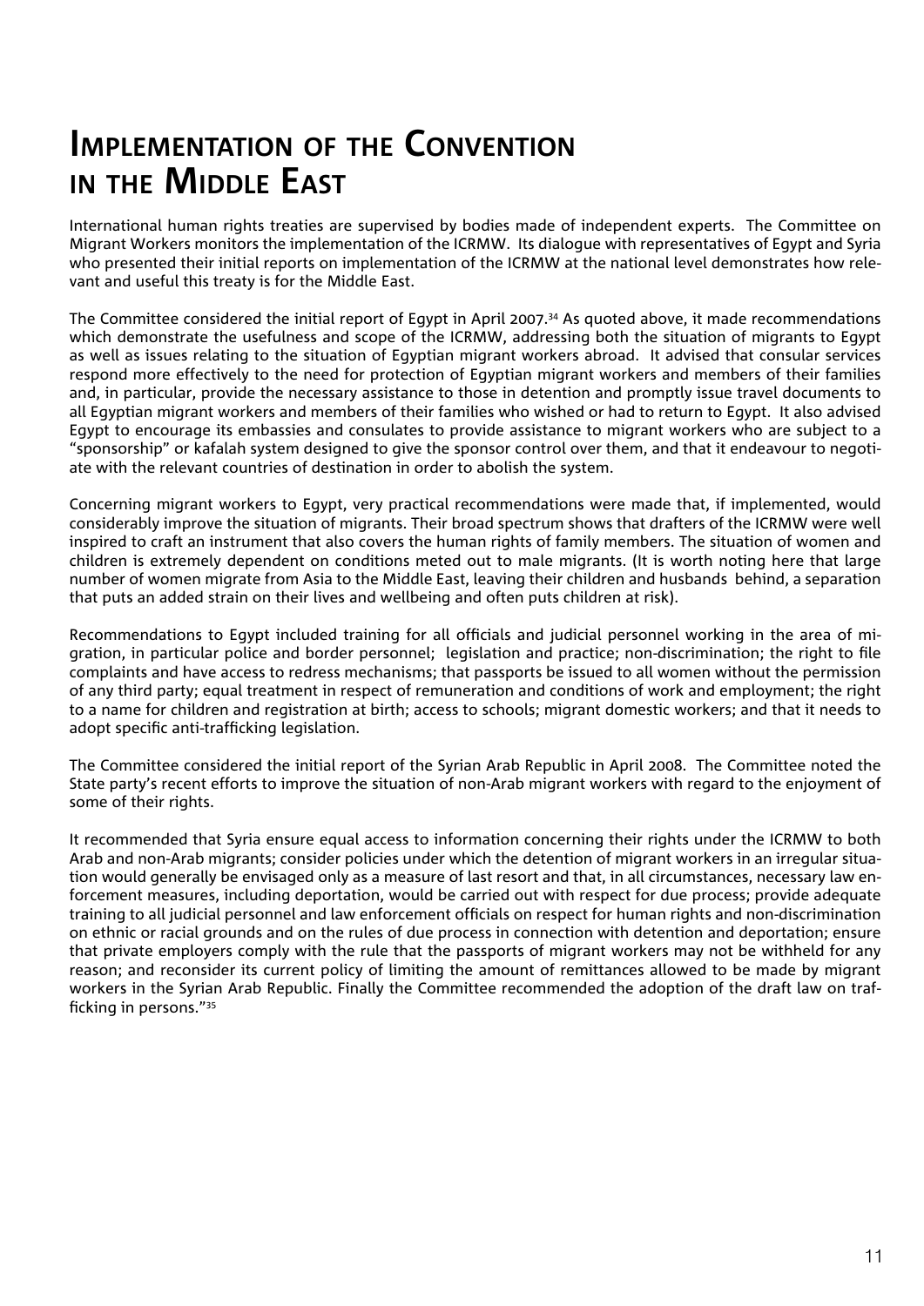# Implementation of the Convention in the Middle East

International human rights treaties are supervised by bodies made of independent experts. The Committee on Migrant Workers monitors the implementation of the ICRMW. Its dialogue with representatives of Egypt and Syria who presented their initial reports on implementation of the ICRMW at the national level demonstrates how relevant and useful this treaty is for the Middle East.

The Committee considered the initial report of Egypt in April 2007.[34] As quoted above, it made recommendations which demonstrate the usefulness and scope of the ICRMW, addressing both the situation of migrants to Egypt as well as issues relating to the situation of Egyptian migrant workers abroad. It advised that consular services respond more effectively to the need for protection of Egyptian migrant workers and members of their families and, in particular, provide the necessary assistance to those in detention and promptly issue travel documents to all Egyptian migrant workers and members of their families who wished or had to return to Egypt. It also advised Egypt to encourage its embassies and consulates to provide assistance to migrant workers who are subject to a "sponsorship" or kafalah system designed to give the sponsor control over them, and that it endeavour to negotiate with the relevant countries of destination in order to abolish the system.

Concerning migrant workers to Egypt, very practical recommendations were made that, if implemented, would considerably improve the situation of migrants. Their broad spectrum shows that drafters of the ICRMW were well inspired to craft an instrument that also covers the human rights of family members. The situation of women and children is extremely dependent on conditions meted out to male migrants. (It is worth noting here that large number of women migrate from Asia to the Middle East, leaving their children and husbands behind, a separation that puts an added strain on their lives and wellbeing and often puts children at risk).

Recommendations to Egypt included training for all officials and judicial personnel working in the area of migration, in particular police and border personnel; legislation and practice; non-discrimination; the right to file complaints and have access to redress mechanisms; that passports be issued to all women without the permission of any third party; equal treatment in respect of remuneration and conditions of work and employment; the right to a name for children and registration at birth; access to schools; migrant domestic workers; and that it needs to adopt specific anti-trafficking legislation.

The Committee considered the initial report of the Syrian Arab Republic in April 2008. The Committee noted the State party's recent efforts to improve the situation of non-Arab migrant workers with regard to the enjoyment of some of their rights.

It recommended that Syria ensure equal access to information concerning their rights under the ICRMW to both Arab and non-Arab migrants; consider policies under which the detention of migrant workers in an irregular situation would generally be envisaged only as a measure of last resort and that, in all circumstances, necessary law enforcement measures, including deportation, would be carried out with respect for due process; provide adequate training to all judicial personnel and law enforcement officials on respect for human rights and non-discrimination on ethnic or racial grounds and on the rules of due process in connection with detention and deportation; ensure that private employers comply with the rule that the passports of migrant workers may not be withheld for any reason; and reconsider its current policy of limiting the amount of remittances allowed to be made by migrant workers in the Syrian Arab Republic. Finally the Committee recommended the adoption of the draft law on trafficking in persons."[35]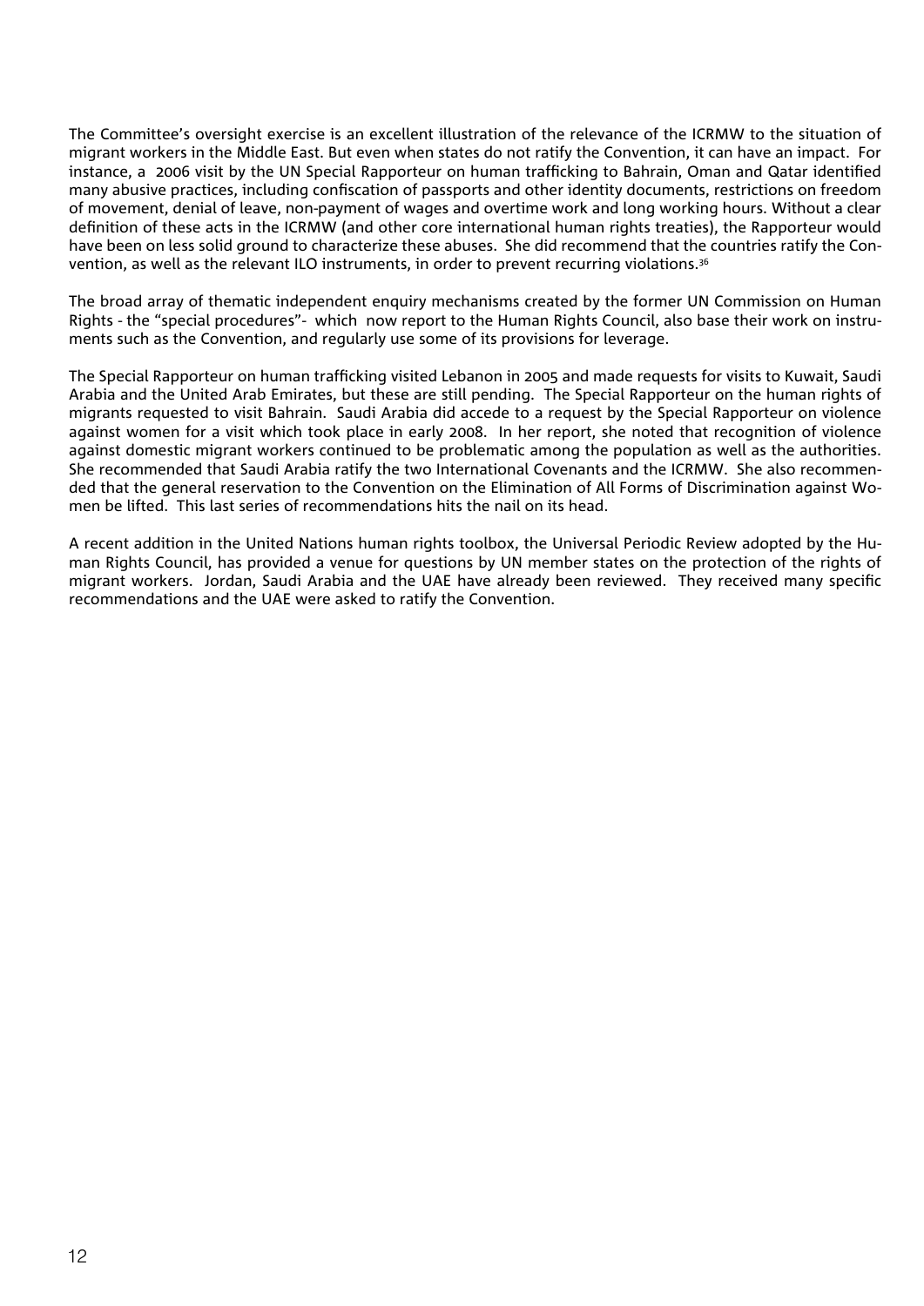The Committee's oversight exercise is an excellent illustration of the relevance of the ICRMW to the situation of migrant workers in the Middle East. But even when states do not ratify the Convention, it can have an impact. For instance, a 2006 visit by the UN Special Rapporteur on human trafficking to Bahrain, Oman and Qatar identified many abusive practices, including confiscation of passports and other identity documents, restrictions on freedom of movement, denial of leave, non-payment of wages and overtime work and long working hours. Without a clear definition of these acts in the ICRMW (and other core international human rights treaties), the Rapporteur would have been on less solid ground to characterize these abuses. She did recommend that the countries ratify the Convention, as well as the relevant ILO instruments, in order to prevent recurring violations.[36]

The broad array of thematic independent enquiry mechanisms created by the former UN Commission on Human Rights - the "special procedures"- which now report to the Human Rights Council, also base their work on instruments such as the Convention, and regularly use some of its provisions for leverage.

The Special Rapporteur on human trafficking visited Lebanon in 2005 and made requests for visits to Kuwait, Saudi Arabia and the United Arab Emirates, but these are still pending. The Special Rapporteur on the human rights of migrants requested to visit Bahrain. Saudi Arabia did accede to a request by the Special Rapporteur on violence against women for a visit which took place in early 2008. In her report, she noted that recognition of violence against domestic migrant workers continued to be problematic among the population as well as the authorities. She recommended that Saudi Arabia ratify the two International Covenants and the ICRMW. She also recommended that the general reservation to the Convention on the Elimination of All Forms of Discrimination against Women be lifted. This last series of recommendations hits the nail on its head.

A recent addition in the United Nations human rights toolbox, the Universal Periodic Review adopted by the Human Rights Council, has provided a venue for questions by UN member states on the protection of the rights of migrant workers. Jordan, Saudi Arabia and the UAE have already been reviewed. They received many specific recommendations and the UAE were asked to ratify the Convention.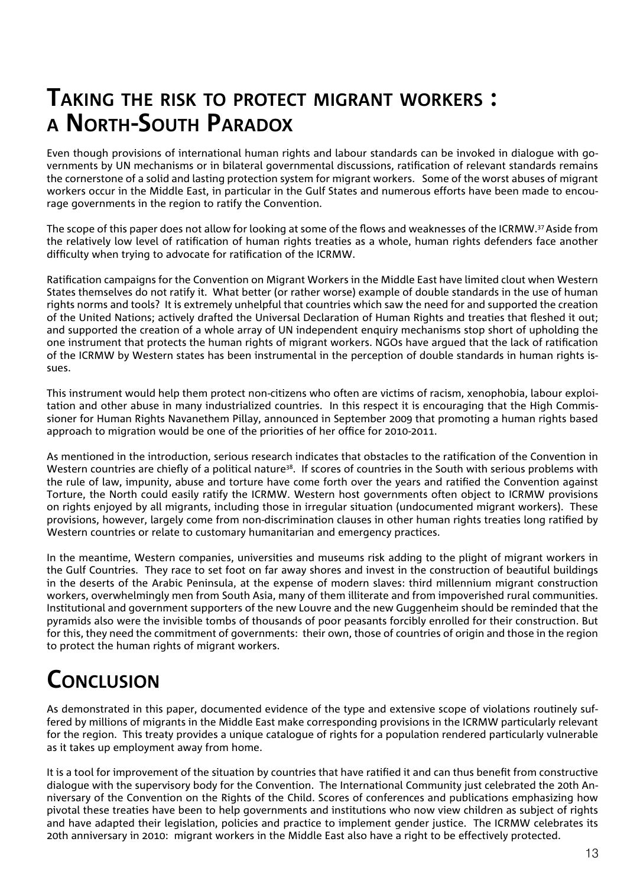# Taking the risk to protect migrant workers : a North-South Paradox

Even though provisions of international human rights and labour standards can be invoked in dialogue with governments by UN mechanisms or in bilateral governmental discussions, ratification of relevant standards remains the cornerstone of a solid and lasting protection system for migrant workers. Some of the worst abuses of migrant workers occur in the Middle East, in particular in the Gulf States and numerous efforts have been made to encourage governments in the region to ratify the Convention.

The scope of this paper does not allow for looking at some of the flows and weaknesses of the ICRMW.[37] Aside from the relatively low level of ratification of human rights treaties as a whole, human rights defenders face another difficulty when trying to advocate for ratification of the ICRMW.

Ratification campaigns for the Convention on Migrant Workers in the Middle East have limited clout when Western States themselves do not ratify it. What better (or rather worse) example of double standards in the use of human rights norms and tools? It is extremely unhelpful that countries which saw the need for and supported the creation of the United Nations; actively drafted the Universal Declaration of Human Rights and treaties that fleshed it out; and supported the creation of a whole array of UN independent enquiry mechanisms stop short of upholding the one instrument that protects the human rights of migrant workers. NGOs have argued that the lack of ratification of the ICRMW by Western states has been instrumental in the perception of double standards in human rights issues.

This instrument would help them protect non-citizens who often are victims of racism, xenophobia, labour exploitation and other abuse in many industrialized countries. In this respect it is encouraging that the High Commissioner for Human Rights Navanethem Pillay, announced in September 2009 that promoting a human rights based approach to migration would be one of the priorities of her office for 2010-2011.

As mentioned in the introduction, serious research indicates that obstacles to the ratification of the Convention in Western countries are chiefly of a political nature[38]. If scores of countries in the South with serious problems with the rule of law, impunity, abuse and torture have come forth over the years and ratified the Convention against Torture, the North could easily ratify the ICRMW. Western host governments often object to ICRMW provisions on rights enjoyed by all migrants, including those in irregular situation (undocumented migrant workers). These provisions, however, largely come from non-discrimination clauses in other human rights treaties long ratified by Western countries or relate to customary humanitarian and emergency practices.

In the meantime, Western companies, universities and museums risk adding to the plight of migrant workers in the Gulf Countries. They race to set foot on far away shores and invest in the construction of beautiful buildings in the deserts of the Arabic Peninsula, at the expense of modern slaves: third millennium migrant construction workers, overwhelmingly men from South Asia, many of them illiterate and from impoverished rural communities. Institutional and government supporters of the new Louvre and the new Guggenheim should be reminded that the pyramids also were the invisible tombs of thousands of poor peasants forcibly enrolled for their construction. But for this, they need the commitment of governments: their own, those of countries of origin and those in the region to protect the human rights of migrant workers.

# Conclusion

As demonstrated in this paper, documented evidence of the type and extensive scope of violations routinely suffered by millions of migrants in the Middle East make corresponding provisions in the ICRMW particularly relevant for the region. This treaty provides a unique catalogue of rights for a population rendered particularly vulnerable as it takes up employment away from home.

It is a tool for improvement of the situation by countries that have ratified it and can thus benefit from constructive dialogue with the supervisory body for the Convention. The International Community just celebrated the 20th Anniversary of the Convention on the Rights of the Child. Scores of conferences and publications emphasizing how pivotal these treaties have been to help governments and institutions who now view children as subject of rights and have adapted their legislation, policies and practice to implement gender justice. The ICRMW celebrates its 20th anniversary in 2010: migrant workers in the Middle East also have a right to be effectively protected.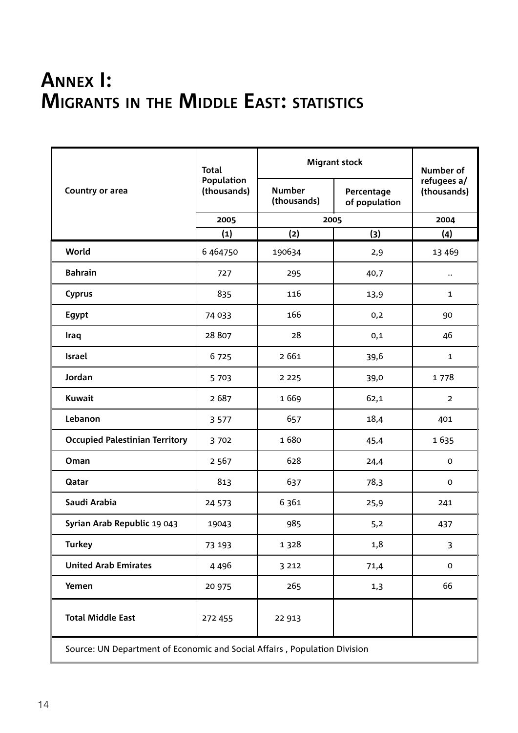# Annex I: Migrants in the Middle East: statistics

| Country or area | Total Population (thousands) | Migrant stock | | Number of refugees a/ (thousands) |
|---|---|---|---|---|
| | | Number (thousands) | Percentage of population | |
| | 2005 | 2005 | | 2004 |
| | (1) | (2) | (3) | (4) |
| **World** | 6 464750 | 190634 | 2,9 | 13 469 |
| **Bahrain** | 727 | 295 | 40,7 | .. |
| **Cyprus** | 835 | 116 | 13,9 | 1 |
| **Egypt** | 74 033 | 166 | 0,2 | 90 |
| **Iraq** | 28 807 | 28 | 0,1 | 46 |
| **Israel** | 6 725 | 2 661 | 39,6 | 1 |
| **Jordan** | 5 703 | 2 225 | 39,0 | 1 778 |
| **Kuwait** | 2 687 | 1 669 | 62,1 | 2 |
| **Lebanon** | 3 577 | 657 | 18,4 | 401 |
| **Occupied Palestinian Territory** | 3 702 | 1 680 | 45,4 | 1 635 |
| **Oman** | 2 567 | 628 | 24,4 | 0 |
| **Qatar** | 813 | 637 | 78,3 | 0 |
| **Saudi Arabia** | 24 573 | 6 361 | 25,9 | 241 |
| **Syrian Arab Republic** 19 043 | 19043 | 985 | 5,2 | 437 |
| **Turkey** | 73 193 | 1 328 | 1,8 | 3 |
| **United Arab Emirates** | 4 496 | 3 212 | 71,4 | 0 |
| **Yemen** | 20 975 | 265 | 1,3 | 66 |
| **Total Middle East** | 272 455 | 22 913 | | |

Source: UN Department of Economic and Social Affairs , Population Division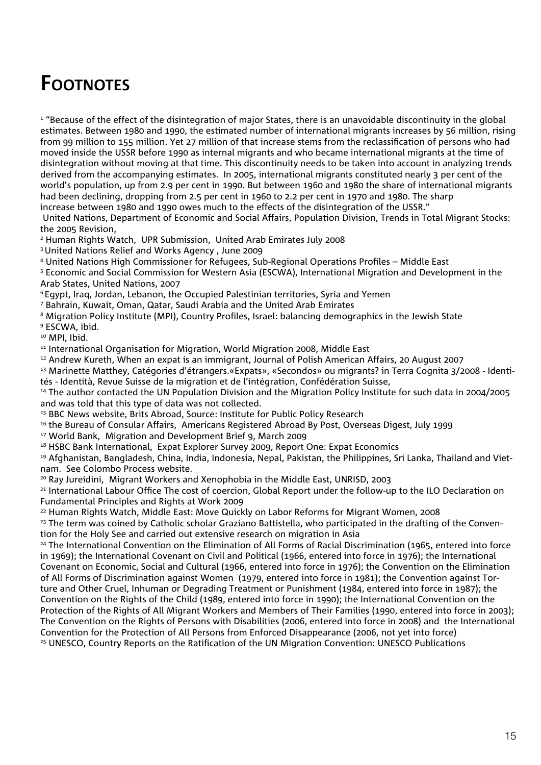# Footnotes

[1] "Because of the effect of the disintegration of major States, there is an unavoidable discontinuity in the global estimates. Between 1980 and 1990, the estimated number of international migrants increases by 56 million, rising from 99 million to 155 million. Yet 27 million of that increase stems from the reclassification of persons who had moved inside the USSR before 1990 as internal migrants and who became international migrants at the time of disintegration without moving at that time. This discontinuity needs to be taken into account in analyzing trends derived from the accompanying estimates. In 2005, international migrants constituted nearly 3 per cent of the world's population, up from 2.9 per cent in 1990. But between 1960 and 1980 the share of international migrants had been declining, dropping from 2.5 per cent in 1960 to 2.2 per cent in 1970 and 1980. The sharp increase between 1980 and 1990 owes much to the effects of the disintegration of the USSR."
United Nations, Department of Economic and Social Affairs, Population Division, Trends in Total Migrant Stocks: the 2005 Revision,

[2] Human Rights Watch, UPR Submission, United Arab Emirates July 2008

[3] United Nations Relief and Works Agency , June 2009

[4] United Nations High Commissioner for Refugees, Sub-Regional Operations Profiles – Middle East

[5] Economic and Social Commission for Western Asia (ESCWA), International Migration and Development in the Arab States, United Nations, 2007

[6] Egypt, Iraq, Jordan, Lebanon, the Occupied Palestinian territories, Syria and Yemen

[7] Bahrain, Kuwait, Oman, Qatar, Saudi Arabia and the United Arab Emirates

[8] Migration Policy Institute (MPI), Country Profiles, Israel: balancing demographics in the Jewish State

[9] ESCWA, Ibid.

[10] MPI, Ibid.

[11] International Organisation for Migration, World Migration 2008, Middle East

[12] Andrew Kureth, When an expat is an immigrant, Journal of Polish American Affairs, 20 August 2007

[13] Marinette Matthey, Catégories d'étrangers.«Expats», «Secondos» ou migrants? in Terra Cognita 3/2008 - Identités - Identità, Revue Suisse de la migration et de l'intégration, Confédération Suisse,

[14] The author contacted the UN Population Division and the Migration Policy Institute for such data in 2004/2005 and was told that this type of data was not collected.

[15] BBC News website, Brits Abroad, Source: Institute for Public Policy Research

[16] the Bureau of Consular Affairs, Americans Registered Abroad By Post, Overseas Digest, July 1999

[17] World Bank, Migration and Development Brief 9, March 2009

[18] HSBC Bank International, Expat Explorer Survey 2009, Report One: Expat Economics

[19] Afghanistan, Bangladesh, China, India, Indonesia, Nepal, Pakistan, the Philippines, Sri Lanka, Thailand and Vietnam. See Colombo Process website.

[20] Ray Jureidini, Migrant Workers and Xenophobia in the Middle East, UNRISD, 2003

[21] International Labour Office The cost of coercion, Global Report under the follow-up to the ILO Declaration on Fundamental Principles and Rights at Work 2009

[22] Human Rights Watch, Middle East: Move Quickly on Labor Reforms for Migrant Women, 2008

[23] The term was coined by Catholic scholar Graziano Battistella, who participated in the drafting of the Convention for the Holy See and carried out extensive research on migration in Asia

[24] The International Convention on the Elimination of All Forms of Racial Discrimination (1965, entered into force in 1969); the International Covenant on Civil and Political (1966, entered into force in 1976); the International Covenant on Economic, Social and Cultural (1966, entered into force in 1976); the Convention on the Elimination of All Forms of Discrimination against Women (1979, entered into force in 1981); the Convention against Torture and Other Cruel, Inhuman or Degrading Treatment or Punishment (1984, entered into force in 1987); the Convention on the Rights of the Child (1989, entered into force in 1990); the International Convention on the Protection of the Rights of All Migrant Workers and Members of Their Families (1990, entered into force in 2003); The Convention on the Rights of Persons with Disabilities (2006, entered into force in 2008) and the International Convention for the Protection of All Persons from Enforced Disappearance (2006, not yet into force)

[25] UNESCO, Country Reports on the Ratification of the UN Migration Convention: UNESCO Publications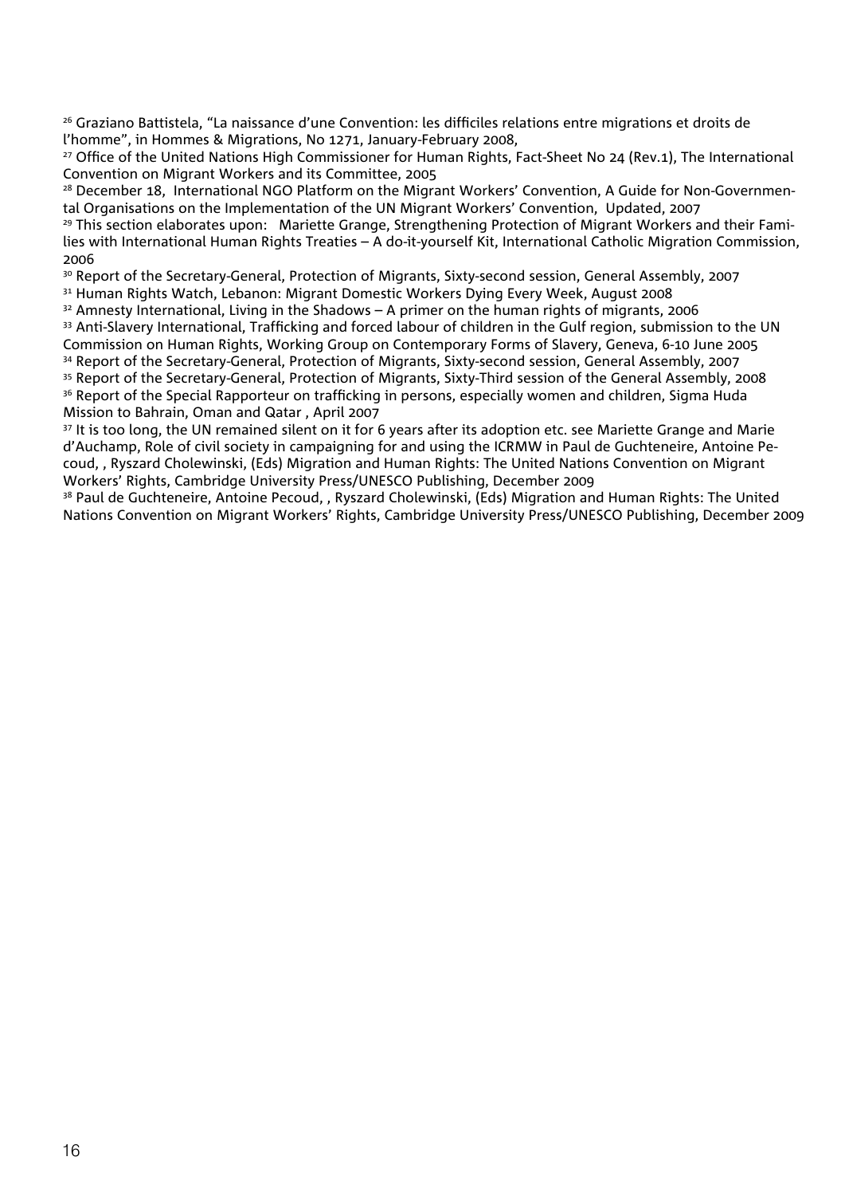[26] Graziano Battistela, "La naissance d'une Convention: les difficiles relations entre migrations et droits de l'homme", in Hommes & Migrations, No 1271, January-February 2008,

[27] Office of the United Nations High Commissioner for Human Rights, Fact-Sheet No 24 (Rev.1), The International Convention on Migrant Workers and its Committee, 2005

[28] December 18, International NGO Platform on the Migrant Workers' Convention, A Guide for Non-Governmental Organisations on the Implementation of the UN Migrant Workers' Convention, Updated, 2007

[29] This section elaborates upon: Mariette Grange, Strengthening Protection of Migrant Workers and their Families with International Human Rights Treaties – A do-it-yourself Kit, International Catholic Migration Commission, 2006

[30] Report of the Secretary-General, Protection of Migrants, Sixty-second session, General Assembly, 2007

[31] Human Rights Watch, Lebanon: Migrant Domestic Workers Dying Every Week, August 2008

[32] Amnesty International, Living in the Shadows – A primer on the human rights of migrants, 2006

[33] Anti-Slavery International, Trafficking and forced labour of children in the Gulf region, submission to the UN Commission on Human Rights, Working Group on Contemporary Forms of Slavery, Geneva, 6-10 June 2005

[34] Report of the Secretary-General, Protection of Migrants, Sixty-second session, General Assembly, 2007

[35] Report of the Secretary-General, Protection of Migrants, Sixty-Third session of the General Assembly, 2008

[36] Report of the Special Rapporteur on trafficking in persons, especially women and children, Sigma Huda Mission to Bahrain, Oman and Qatar , April 2007

[37] It is too long, the UN remained silent on it for 6 years after its adoption etc. see Mariette Grange and Marie d'Auchamp, Role of civil society in campaigning for and using the ICRMW in Paul de Guchteneire, Antoine Pecoud, , Ryszard Cholewinski, (Eds) Migration and Human Rights: The United Nations Convention on Migrant Workers' Rights, Cambridge University Press/UNESCO Publishing, December 2009

[38] Paul de Guchteneire, Antoine Pecoud, , Ryszard Cholewinski, (Eds) Migration and Human Rights: The United Nations Convention on Migrant Workers' Rights, Cambridge University Press/UNESCO Publishing, December 2009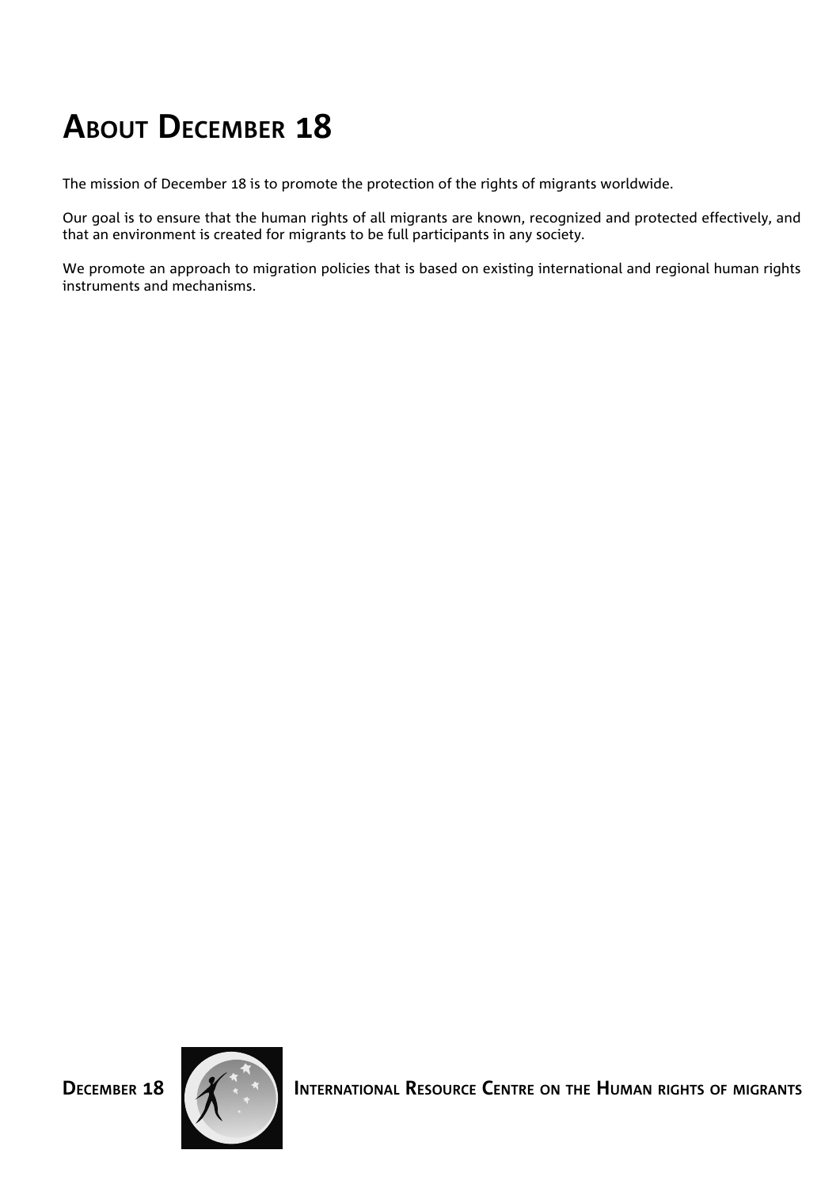# About December 18

The mission of December 18 is to promote the protection of the rights of migrants worldwide.

Our goal is to ensure that the human rights of all migrants are known, recognized and protected effectively, and that an environment is created for migrants to be full participants in any society.

We promote an approach to migration policies that is based on existing international and regional human rights instruments and mechanisms.

**December 18** **International Resource Centre on the Human rights of migrants**